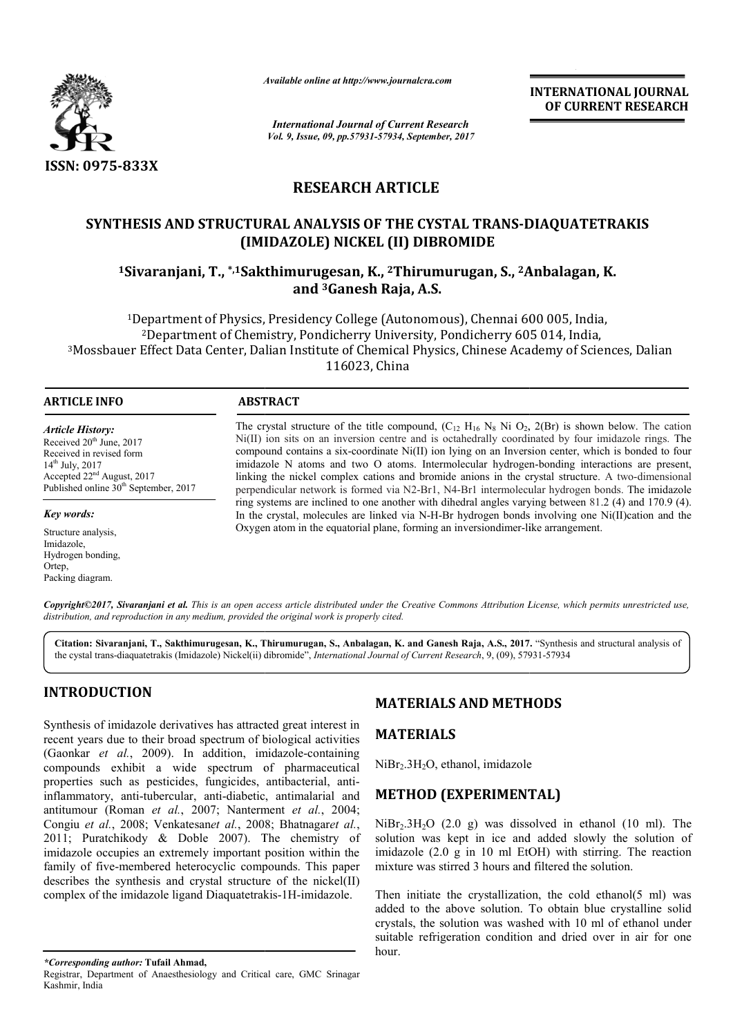# RESEARCH ARTICLE

## SYNTHESIS AND STRUCTURAL ANALYSIS OF THE CYSTAL TRANS-DIAQUATETRAKIS (IMIDAZOLE) NICKEL (II) DIBROMIDE

**[1]Sivaranjani, T., *,[1]Sakthimurugesan, K., [2]Thirumurugan, S., [2]Anbalagan, K. and [3]Ganesh Raja, A.S.**

[1]Department of Physics, Presidency College (Autonomous), Chennai 600 005, India,
[2]Department of Chemistry, Pondicherry University, Pondicherry 605 014, India,
[3]Mossbauer Effect Data Center, Dalian Institute of Chemical Physics, Chinese Academy of Sciences, Dalian 116023, China

### ARTICLE INFO

*Article History:*
Received 20th June, 2017
Received in revised form
14th July, 2017
Accepted 22nd August, 2017
Published online 30th September, 2017

*Key words:*
Structure analysis,
Imidazole,
Hydrogen bonding,
Ortep,
Packing diagram.

### ABSTRACT

The crystal structure of the title compound, ($C_{12}$ $H_{16}$ $N_8$ Ni $O_2$, 2(Br) is shown below. The cation Ni(II) ion sits on an inversion centre and is octahedrally coordinated by four imidazole rings. The compound contains a six-coordinate Ni(II) ion lying on an Inversion center, which is bonded to four imidazole N atoms and two O atoms. Intermolecular hydrogen-bonding interactions are present, linking the nickel complex cations and bromide anions in the crystal structure. A two-dimensional perpendicular network is formed via N2-Br1, N4-Br1 intermolecular hydrogen bonds. The imidazole ring systems are inclined to one another with dihedral angles varying between 81.2 (4) and 170.9 (4). In the crystal, molecules are linked via N-H-Br hydrogen bonds involving one Ni(II)cation and the Oxygen atom in the equatorial plane, forming an inversiondimer-like arrangement.

*Copyright©2017, Sivaranjani et al. This is an open access article distributed under the Creative Commons Attribution License, which permits unrestricted use, distribution, and reproduction in any medium, provided the original work is properly cited.*

**Citation: Sivaranjani, T., Sakthimurugesan, K., Thirumurugan, S., Anbalagan, K. and Ganesh Raja, A.S., 2017.** "Synthesis and structural analysis of the cystal trans-diaquatetrakis (Imidazole) Nickel(ii) dibromide", *International Journal of Current Research*, 9, (09), 57931-57934

## INTRODUCTION

Synthesis of imidazole derivatives has attracted great interest in recent years due to their broad spectrum of biological activities (Gaonkar *et al.*, 2009). In addition, imidazole-containing compounds exhibit a wide spectrum of pharmaceutical properties such as pesticides, fungicides, antibacterial, anti-inflammatory, anti-tubercular, anti-diabetic, antimalarial and antitumour (Roman *et al.*, 2007; Nanterment *et al.*, 2004; Congiu *et al.*, 2008; Venkatesan*et al.*, 2008; Bhatnagar*et al.*, 2011; Puratchikody & Doble 2007). The chemistry of imidazole occupies an extremely important position within the family of five-membered heterocyclic compounds. This paper describes the synthesis and crystal structure of the nickel(II) complex of the imidazole ligand Diaquatetrakis-1H-imidazole.

## MATERIALS AND METHODS

## MATERIALS

$NiBr_2.3H_2O$, ethanol, imidazole

## METHOD (EXPERIMENTAL)

$NiBr_2.3H_2O$ (2.0 g) was dissolved in ethanol (10 ml). The solution was kept in ice and added slowly the solution of imidazole (2.0 g in 10 ml EtOH) with stirring. The reaction mixture was stirred 3 hours and filtered the solution.

Then initiate the crystallization, the cold ethanol(5 ml) was added to the above solution. To obtain blue crystalline solid crystals, the solution was washed with 10 ml of ethanol under suitable refrigeration condition and dried over in air for one hour.

*\*Corresponding author:* **Tufail Ahmad,**
Registrar, Department of Anaesthesiology and Critical care, GMC Srinagar Kashmir, India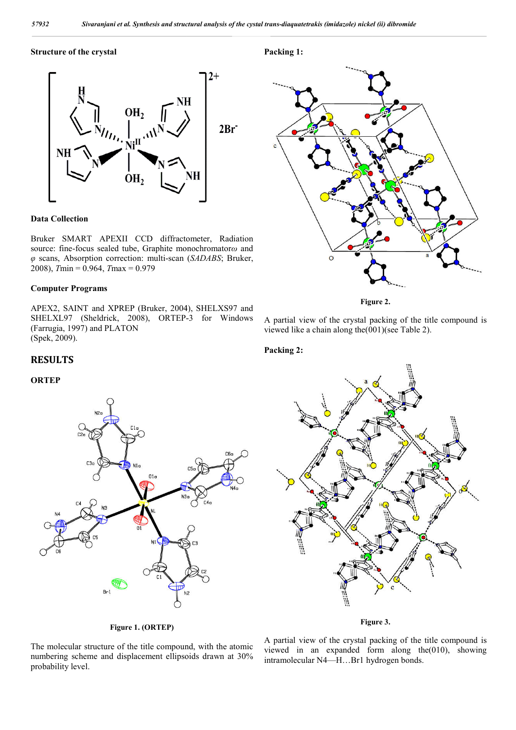### Structure of the crystal

### Data Collection

Bruker SMART APEXII CCD diffractometer, Radiation source: fine-focus sealed tube, Graphite monochromator$\omega$ and $\varphi$ scans, Absorption correction: multi-scan (*SADABS*; Bruker, 2008), $T$min = 0.964, $T$max = 0.979

### Computer Programs

APEX2, SAINT and XPREP (Bruker, 2004), SHELXS97 and SHELXL97 (Sheldrick, 2008), ORTEP-3 for Windows (Farrugia, 1997) and PLATON (Spek, 2009).

## RESULTS

### ORTEP

**Figure 1. (ORTEP)**

The molecular structure of the title compound, with the atomic numbering scheme and displacement ellipsoids drawn at 30% probability level.

### Packing 1:

**Figure 2.**

A partial view of the crystal packing of the title compound is viewed like a chain along the(001)(see Table 2).

### Packing 2:

**Figure 3.**

A partial view of the crystal packing of the title compound is viewed in an expanded form along the(010), showing intramolecular N4—H…Br1 hydrogen bonds.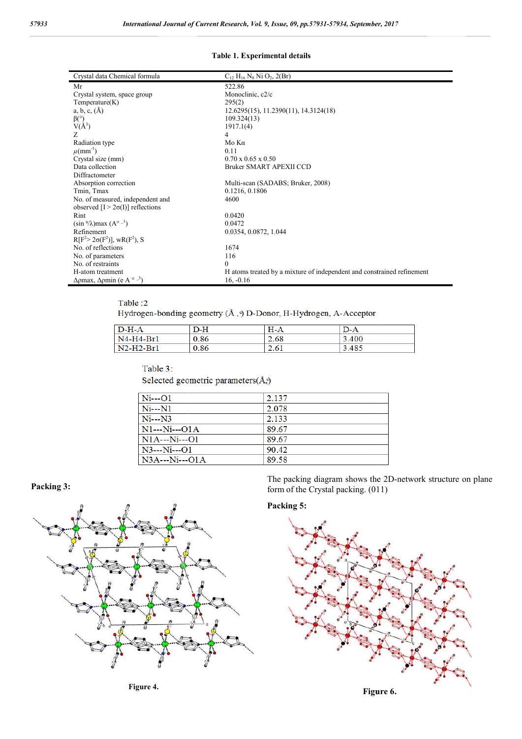**Table 1. Experimental details**

| Crystal data Chemical formula | $C_{12}H_{16}N_8NiO_2$, 2(Br) |
|---|---|
| Mr | 522.86 |
| Crystal system, space group | Monoclinic, c2/c |
| Temperature(K) | 295(2) |
| a, b, c, (Å) | 12.6295(15), 11.2390(11), 14.3124(18) |
| β(°) | 109.324(13) |
| V(Å³) | 1917.1(4) |
| Z | 4 |
| Radiation type | Mo Kα |
| $\mu$(mm$^{-1}$) | 0.11 |
| Crystal size (mm) | 0.70 x 0.65 x 0.50 |
| Data collection Diffractometer | Bruker SMART APEXII CCD |
| Absorption correction | Multi-scan (SADABS; Bruker, 2008) |
| Tmin, Tmax | 0.1216, 0.1806 |
| No. of measured, independent and observed [I > 2σ(I)] reflections | 4600 |
| Rint | 0.0420 |
| (sin θ/λ)max (A° $^{-1}$) | 0.0472 |
| Refinement R[F$^2$> 2σ(F$^2$)], wR(F$^2$), S | 0.0354, 0.0872, 1.044 |
| No. of reflections | 1674 |
| No. of parameters | 116 |
| No. of restraints | 0 |
| H-atom treatment | H atoms treated by a mixture of independent and constrained refinement |
| Δρmax, Δρmin (e A ° $^{-3}$) | 16, -0.16 |

Table :2

Hydrogen-bonding geometry (Å ,°) D-Donor, H-Hydrogen, A-Acceptor

| D-H-A | D-H | H-A | D-A |
|---|---|---|---|
| N4-H4-Br1 | 0.86 | 2.68 | 3.400 |
| N2-H2-Br1 | 0.86 | 2.61 | 3.485 |

Table 3:

Selected geometric parameters(Å,°)

| | |
|---|---|
| Ni---O1 | 2.137 |
| Ni---N1 | 2.078 |
| Ni---N3 | 2.133 |
| N1---Ni---O1A | 89.67 |
| N1A---Ni---O1 | 89.67 |
| N3---Ni---O1 | 90.42 |
| N3A---Ni---O1A | 89.58 |

**Packing 3:**

Figure 4.

The packing diagram shows the 2D-network structure on plane form of the Crystal packing. (011)

**Packing 5:**

Figure 6.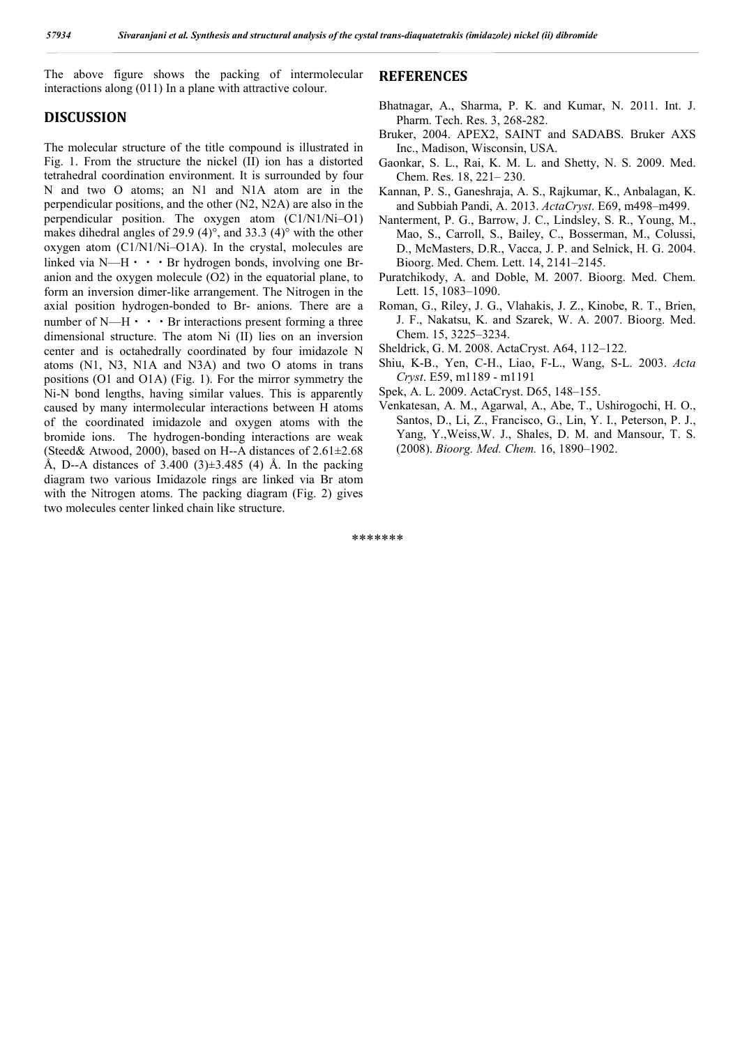The above figure shows the packing of intermolecular interactions along (011) In a plane with attractive colour.

## DISCUSSION

The molecular structure of the title compound is illustrated in Fig. 1. From the structure the nickel (II) ion has a distorted tetrahedral coordination environment. It is surrounded by four N and two O atoms; an N1 and N1A atom are in the perpendicular positions, and the other (N2, N2A) are also in the perpendicular position. The oxygen atom (C1/N1/Ni–O1) makes dihedral angles of 29.9 (4)°, and 33.3 (4)° with the other oxygen atom (C1/N1/Ni–O1A). In the crystal, molecules are linked via N—H・・・Br hydrogen bonds, involving one Br- anion and the oxygen molecule (O2) in the equatorial plane, to form an inversion dimer-like arrangement. The Nitrogen in the axial position hydrogen-bonded to Br- anions. There are a number of N—H・・・Br interactions present forming a three dimensional structure. The atom Ni (II) lies on an inversion center and is octahedrally coordinated by four imidazole N atoms (N1, N3, N1A and N3A) and two O atoms in trans positions (O1 and O1A) (Fig. 1). For the mirror symmetry the Ni-N bond lengths, having similar values. This is apparently caused by many intermolecular interactions between H atoms of the coordinated imidazole and oxygen atoms with the bromide ions. The hydrogen-bonding interactions are weak (Steed& Atwood, 2000), based on H--A distances of 2.61±2.68 Å, D--A distances of 3.400 (3)±3.485 (4) Å. In the packing diagram two various Imidazole rings are linked via Br atom with the Nitrogen atoms. The packing diagram (Fig. 2) gives two molecules center linked chain like structure.

## REFERENCES

Bhatnagar, A., Sharma, P. K. and Kumar, N. 2011. Int. J. Pharm. Tech. Res. 3, 268-282.

Bruker, 2004. APEX2, SAINT and SADABS. Bruker AXS Inc., Madison, Wisconsin, USA.

Gaonkar, S. L., Rai, K. M. L. and Shetty, N. S. 2009. Med. Chem. Res. 18, 221– 230.

Kannan, P. S., Ganeshraja, A. S., Rajkumar, K., Anbalagan, K. and Subbiah Pandi, A. 2013. *ActaCryst*. E69, m498–m499.

Nanterment, P. G., Barrow, J. C., Lindsley, S. R., Young, M., Mao, S., Carroll, S., Bailey, C., Bosserman, M., Colussi, D., McMasters, D.R., Vacca, J. P. and Selnick, H. G. 2004. Bioorg. Med. Chem. Lett. 14, 2141–2145.

Puratchikody, A. and Doble, M. 2007. Bioorg. Med. Chem. Lett. 15, 1083–1090.

Roman, G., Riley, J. G., Vlahakis, J. Z., Kinobe, R. T., Brien, J. F., Nakatsu, K. and Szarek, W. A. 2007. Bioorg. Med. Chem. 15, 3225–3234.

Sheldrick, G. M. 2008. ActaCryst. A64, 112–122.

Shiu, K-B., Yen, C-H., Liao, F-L., Wang, S-L. 2003. *Acta Cryst*. E59, m1189 - m1191

Spek, A. L. 2009. ActaCryst. D65, 148–155.

Venkatesan, A. M., Agarwal, A., Abe, T., Ushirogochi, H. O., Santos, D., Li, Z., Francisco, G., Lin, Y. I., Peterson, P. J., Yang, Y.,Weiss,W. J., Shales, D. M. and Mansour, T. S. (2008). *Bioorg. Med. Chem.* 16, 1890–1902.

*******